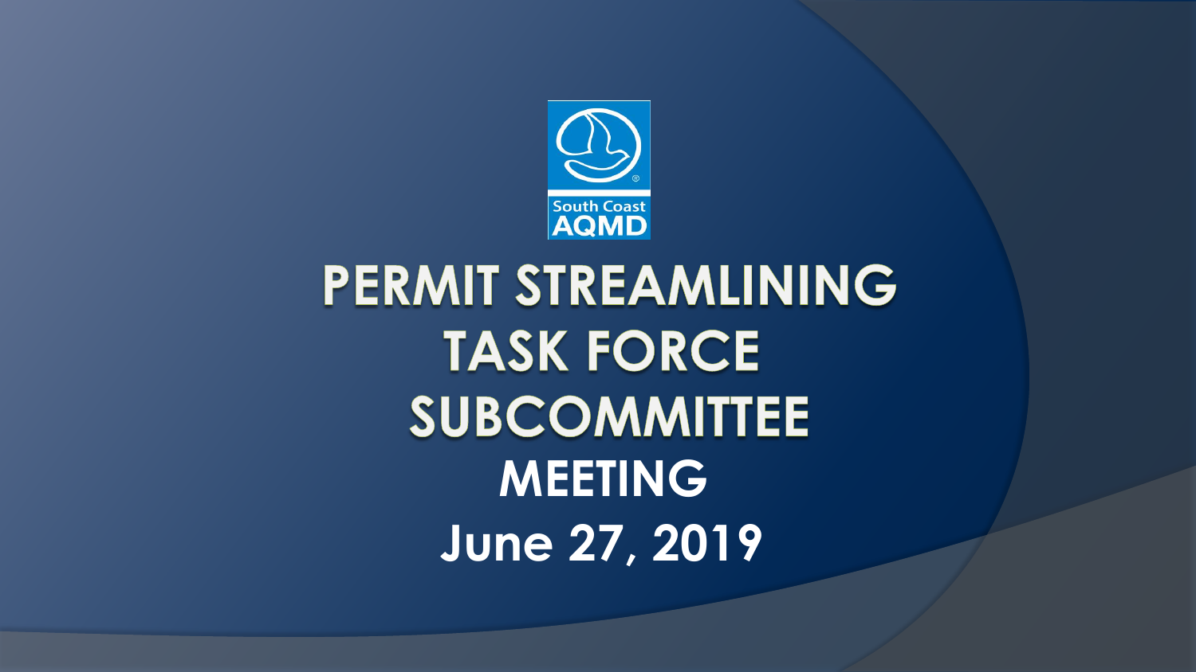South Coast AQMD

# PERMIT STREAMLINING TASK FORCE SUBCOMMITTEE

## MEETING

## June 27, 2019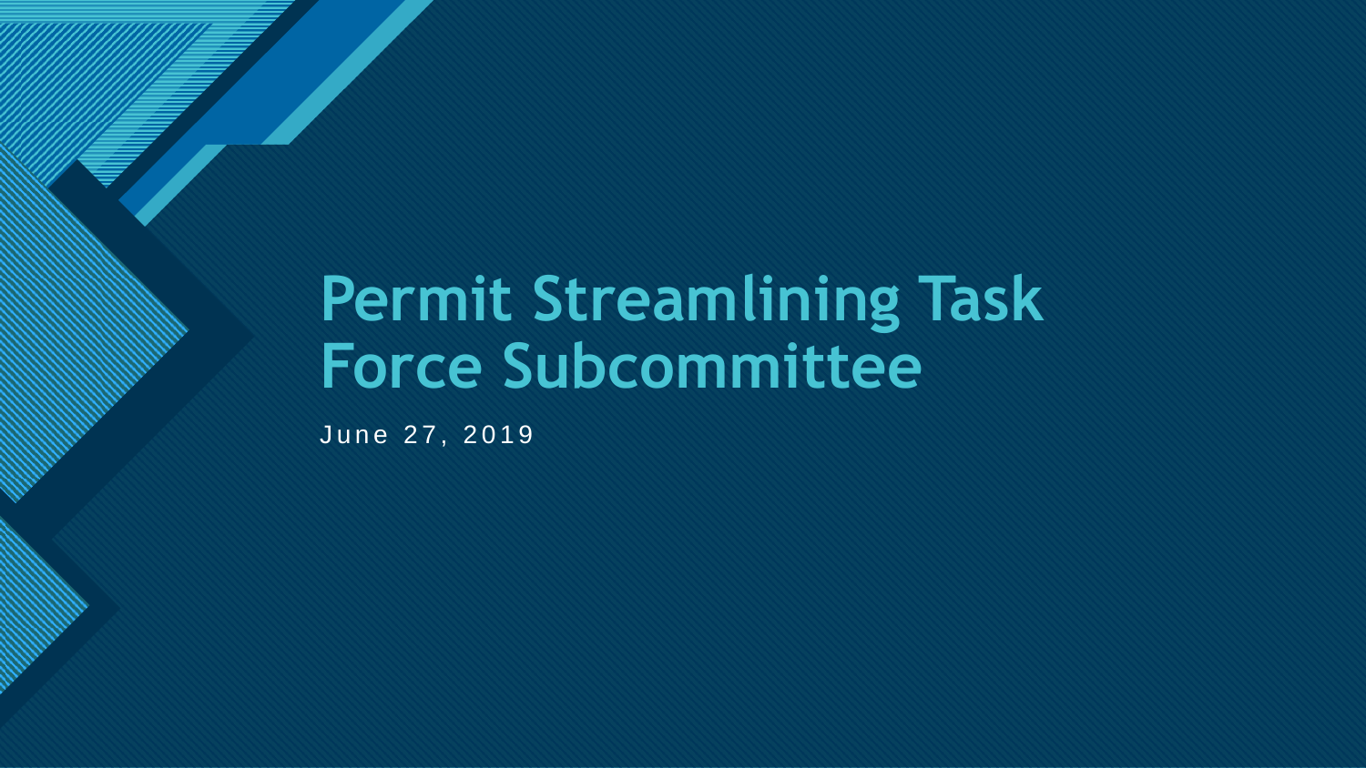# Permit Streamlining Task Force Subcommittee

June 27, 2019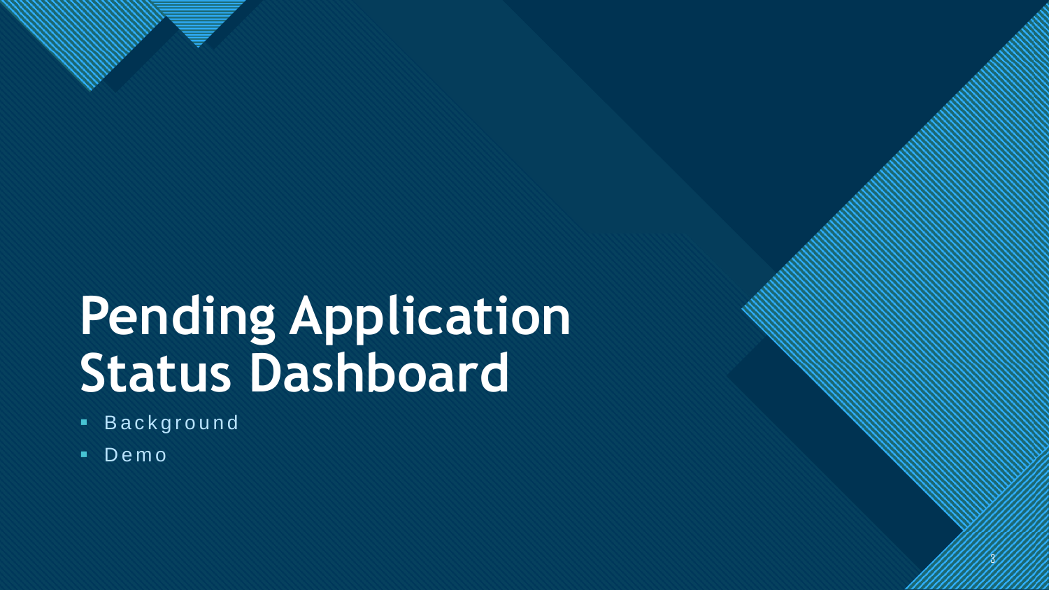# Pending Application Status Dashboard

- Background
- Demo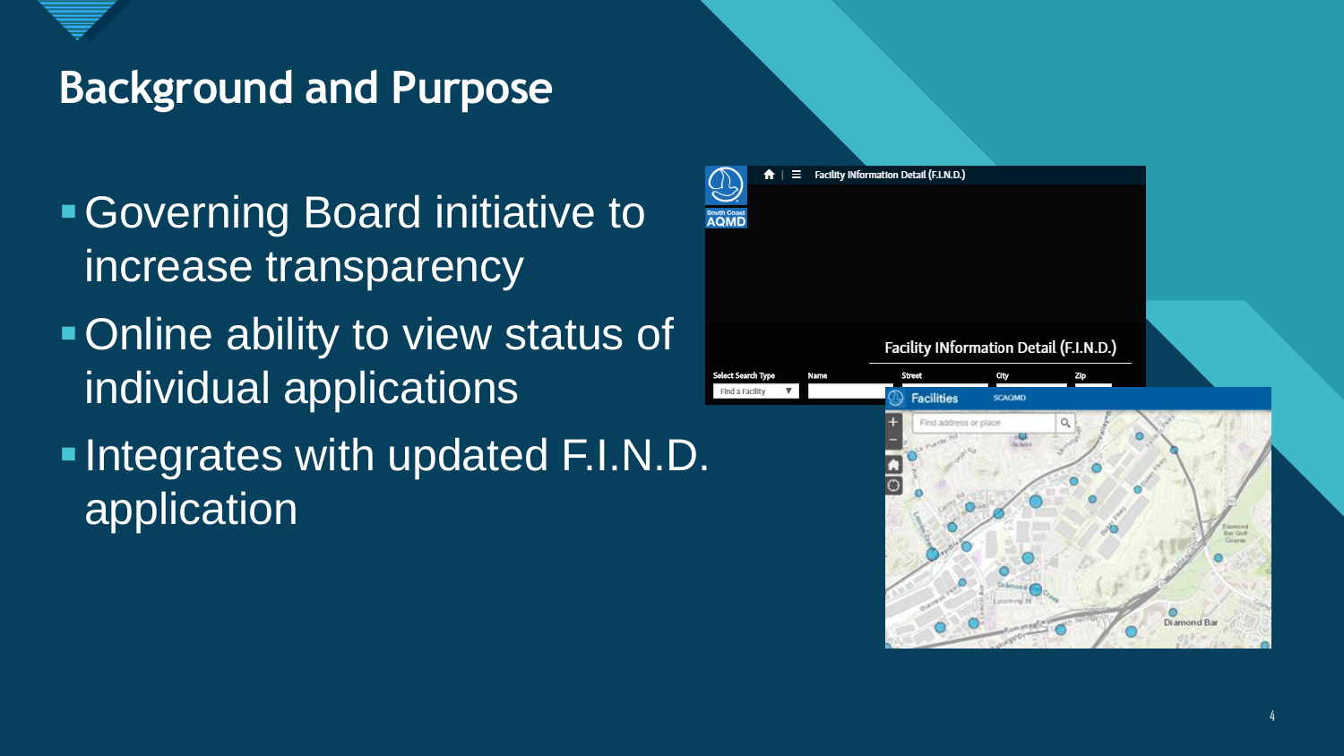## Background and Purpose

- Governing Board initiative to increase transparency
- Online ability to view status of individual applications
- Integrates with updated F.I.N.D. application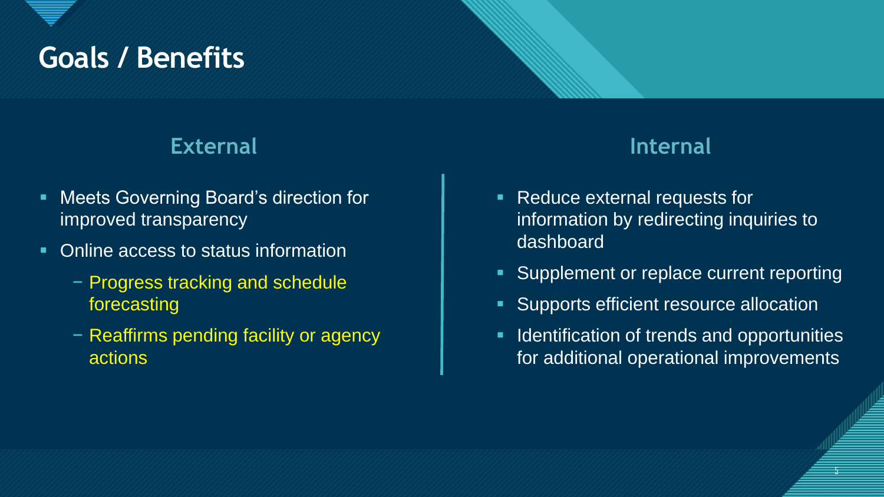# Goals / Benefits

## External

- Meets Governing Board's direction for improved transparency
- Online access to status information
  - Progress tracking and schedule forecasting
  - Reaffirms pending facility or agency actions

## Internal

- Reduce external requests for information by redirecting inquiries to dashboard
- Supplement or replace current reporting
- Supports efficient resource allocation
- Identification of trends and opportunities for additional operational improvements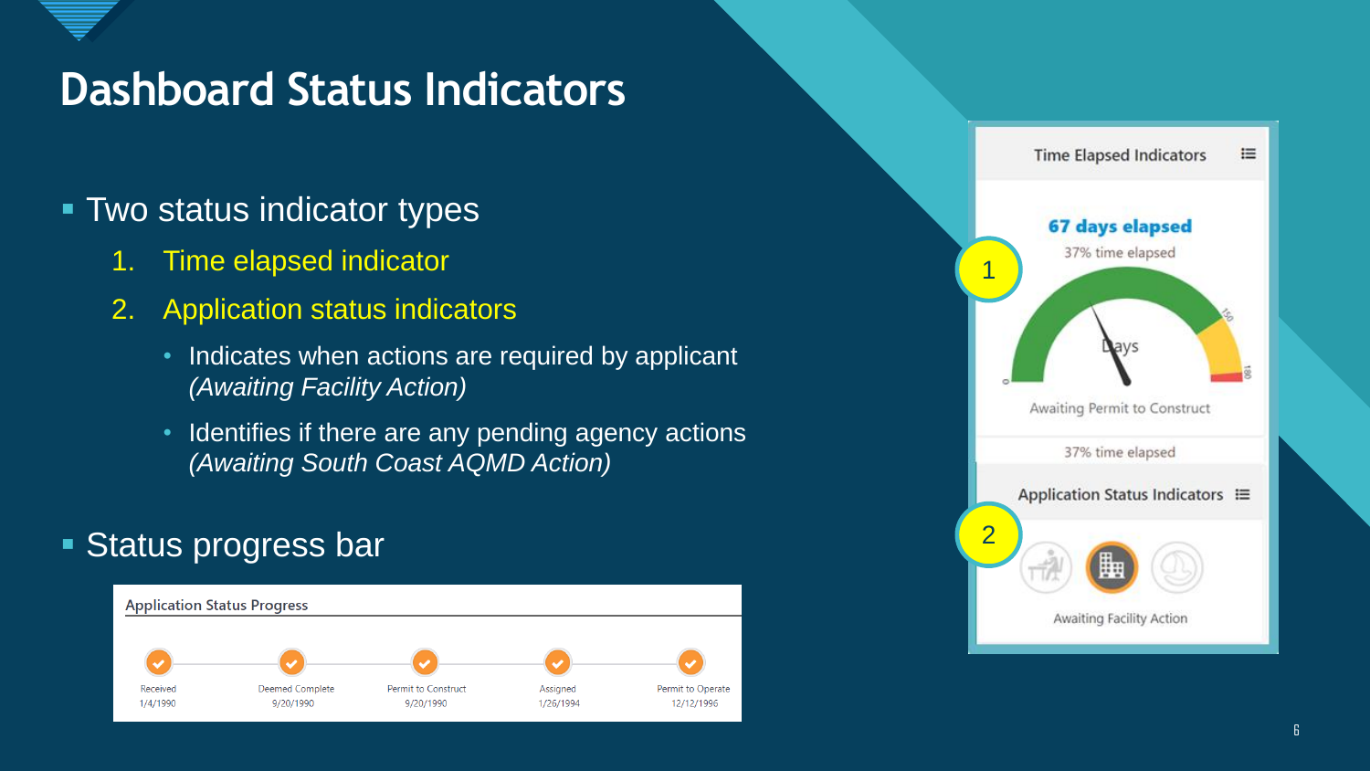# Dashboard Status Indicators

- Two status indicator types
  1. Time elapsed indicator
  2. Application status indicators
     - Indicates when actions are required by applicant *(Awaiting Facility Action)*
     - Identifies if there are any pending agency actions *(Awaiting South Coast AQMD Action)*
- Status progress bar

Application Status Progress

| Received | Deemed Complete | Permit to Construct | Assigned | Permit to Operate |
| --- | --- | --- | --- | --- |
| 1/4/1990 | 9/20/1990 | 9/20/1990 | 1/26/1994 | 12/12/1996 |

Time Elapsed Indicators

**67 days elapsed**

37% time elapsed

0 Days 150 180

Awaiting Permit to Construct

37% time elapsed

Application Status Indicators

Awaiting Facility Action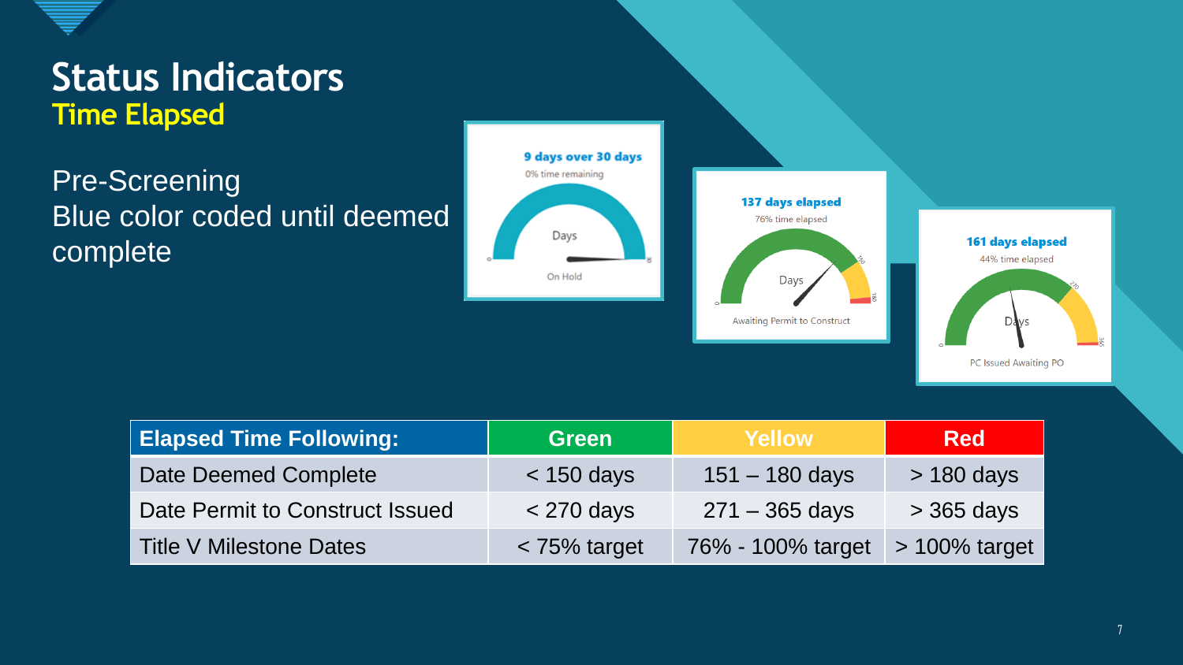# Status Indicators
## Time Elapsed

Pre-Screening
Blue color coded until deemed complete

9 days over 30 days
0% time remaining
Days
On Hold

137 days elapsed
76% time elapsed
Days
Awaiting Permit to Construct

161 days elapsed
44% time elapsed
Days
PC Issued Awaiting PO

| Elapsed Time Following: | Green | Yellow | Red |
|---|---|---|---|
| Date Deemed Complete | < 150 days | 151 – 180 days | > 180 days |
| Date Permit to Construct Issued | < 270 days | 271 – 365 days | > 365 days |
| Title V Milestone Dates | < 75% target | 76% - 100% target | > 100% target |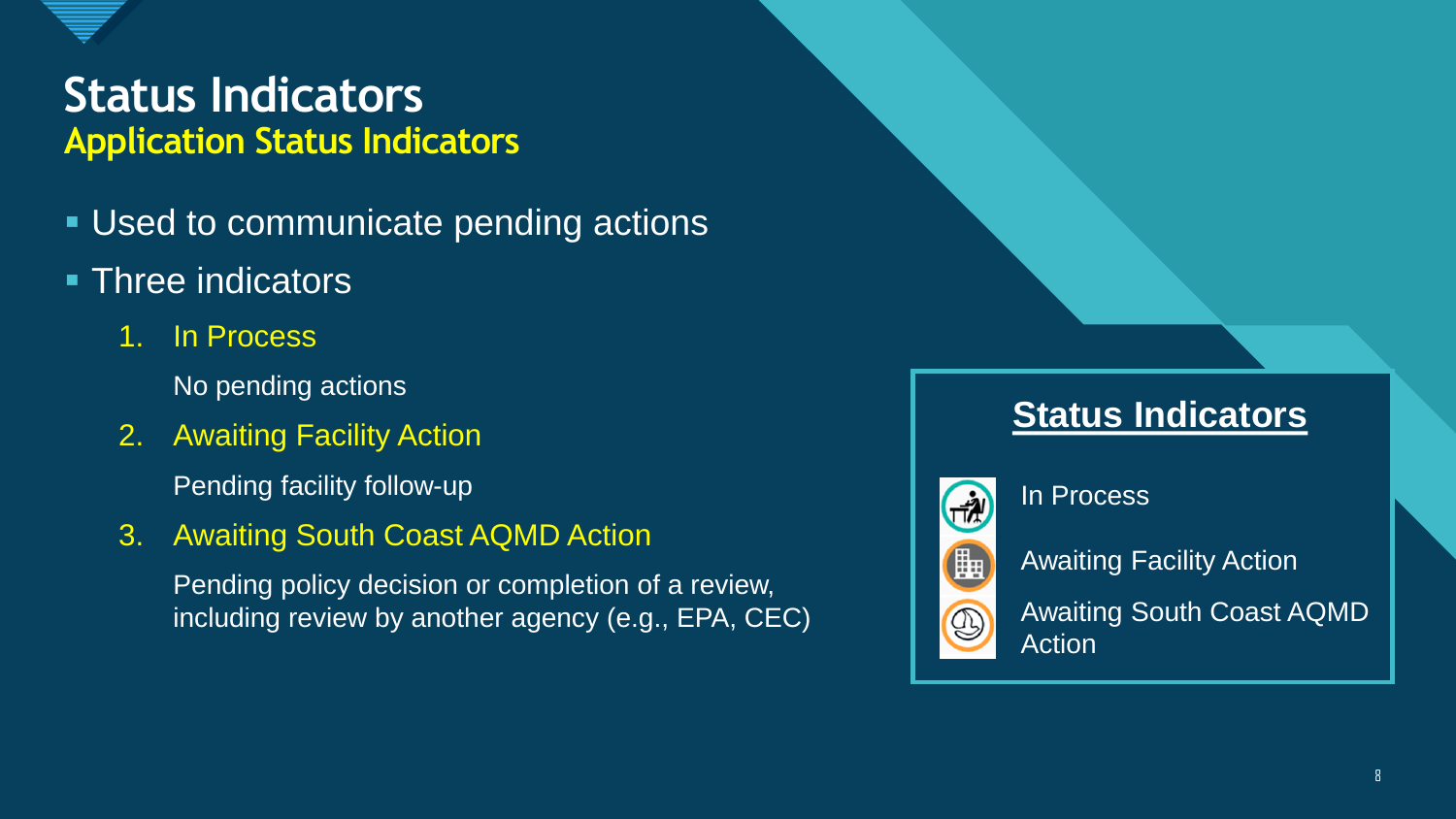# Status Indicators

## Application Status Indicators

- Used to communicate pending actions
- Three indicators
  1. In Process

     No pending actions
  2. Awaiting Facility Action

     Pending facility follow-up
  3. Awaiting South Coast AQMD Action

     Pending policy decision or completion of a review, including review by another agency (e.g., EPA, CEC)

**Status Indicators**

In Process

Awaiting Facility Action

Awaiting South Coast AQMD Action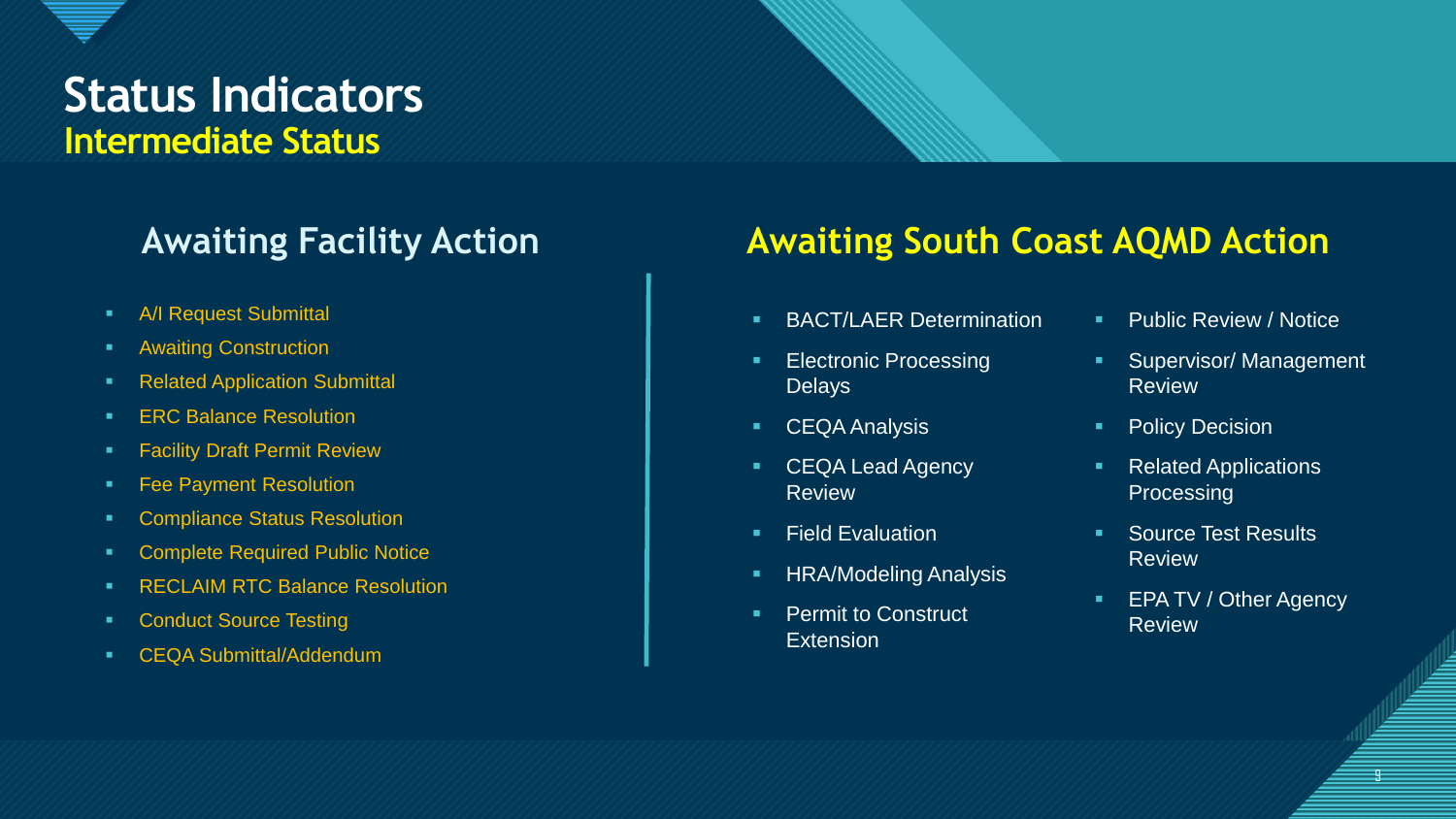# Status Indicators

## Intermediate Status

### Awaiting Facility Action

- A/I Request Submittal
- Awaiting Construction
- Related Application Submittal
- ERC Balance Resolution
- Facility Draft Permit Review
- Fee Payment Resolution
- Compliance Status Resolution
- Complete Required Public Notice
- RECLAIM RTC Balance Resolution
- Conduct Source Testing
- CEQA Submittal/Addendum

### Awaiting South Coast AQMD Action

- BACT/LAER Determination
- Electronic Processing Delays
- CEQA Analysis
- CEQA Lead Agency Review
- Field Evaluation
- HRA/Modeling Analysis
- Permit to Construct Extension
- Public Review / Notice
- Supervisor/ Management Review
- Policy Decision
- Related Applications Processing
- Source Test Results Review
- EPA TV / Other Agency Review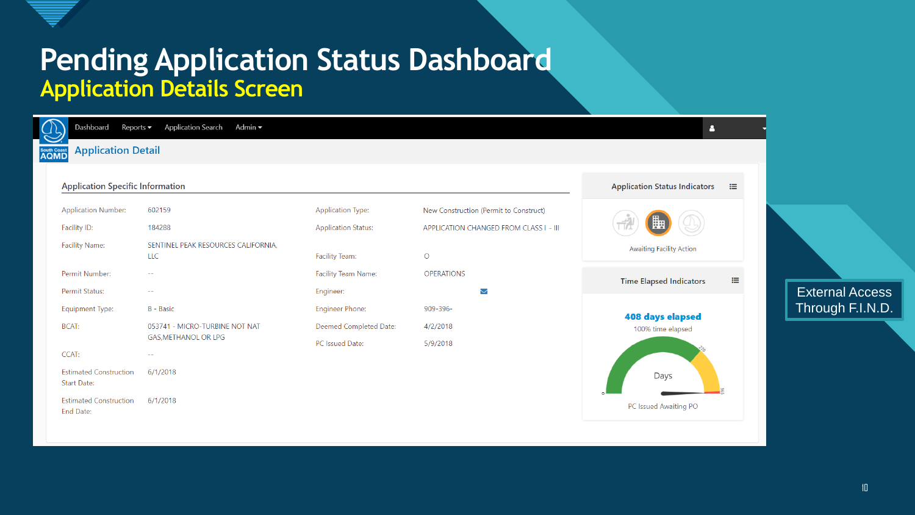# Pending Application Status Dashboard

## Application Details Screen

Dashboard | Reports ▾ | Application Search | Admin ▾

South Coast AQMD

### Application Detail

#### Application Specific Information

| | | | |
|---|---|---|---|
| Application Number: | 602159 | Application Type: | New Construction (Permit to Construct) |
| Facility ID: | 184288 | Application Status: | APPLICATION CHANGED FROM CLASS I - III |
| Facility Name: | SENTINEL PEAK RESOURCES CALIFORNIA, LLC | Facility Team: | O |
| Permit Number: | -- | Facility Team Name: | OPERATIONS |
| Permit Status: | -- | Engineer: | |
| Equipment Type: | B - Basic | Engineer Phone: | 909-396- |
| BCAT: | 053741 - MICRO-TURBINE NOT NAT GAS,METHANOL OR LPG | Deemed Completed Date: | 4/2/2018 |
| | | PC Issued Date: | 5/9/2018 |
| CCAT: | -- | | |
| Estimated Construction Start Date: | 6/1/2018 | | |
| Estimated Construction End Date: | 6/1/2018 | | |

#### Application Status Indicators

Awaiting Facility Action

#### Time Elapsed Indicators

**408 days elapsed**

100% time elapsed

Days

0 | 270 | 365

PC Issued Awaiting PO

External Access Through F.I.N.D.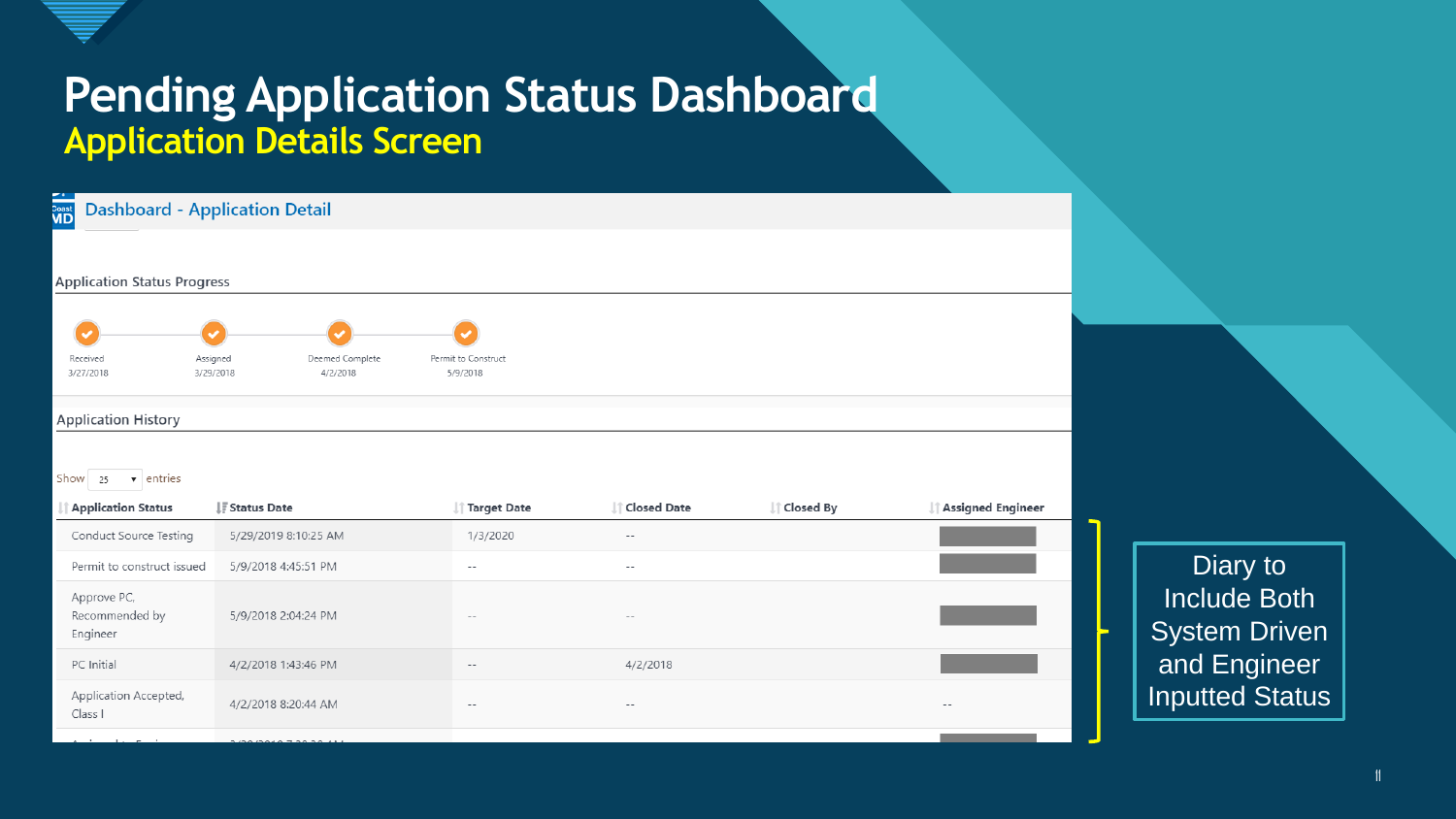# Pending Application Status Dashboard

## Application Details Screen

Dashboard - Application Detail

### Application Status Progress

| Received | Assigned | Deemed Complete | Permit to Construct |
| --- | --- | --- | --- |
| 3/27/2018 | 3/29/2018 | 4/2/2018 | 5/9/2018 |

### Application History

Show 25 entries

| Application Status | Status Date | Target Date | Closed Date | Closed By | Assigned Engineer |
| --- | --- | --- | --- | --- | --- |
| Conduct Source Testing | 5/29/2019 8:10:25 AM | 1/3/2020 | -- | | |
| Permit to construct issued | 5/9/2018 4:45:51 PM | -- | -- | | |
| Approve PC, Recommended by Engineer | 5/9/2018 2:04:24 PM | -- | -- | | |
| PC Initial | 4/2/2018 1:43:46 PM | -- | 4/2/2018 | | |
| Application Accepted, Class I | 4/2/2018 8:20:44 AM | -- | -- | | -- |

Diary to Include Both System Driven and Engineer Inputted Status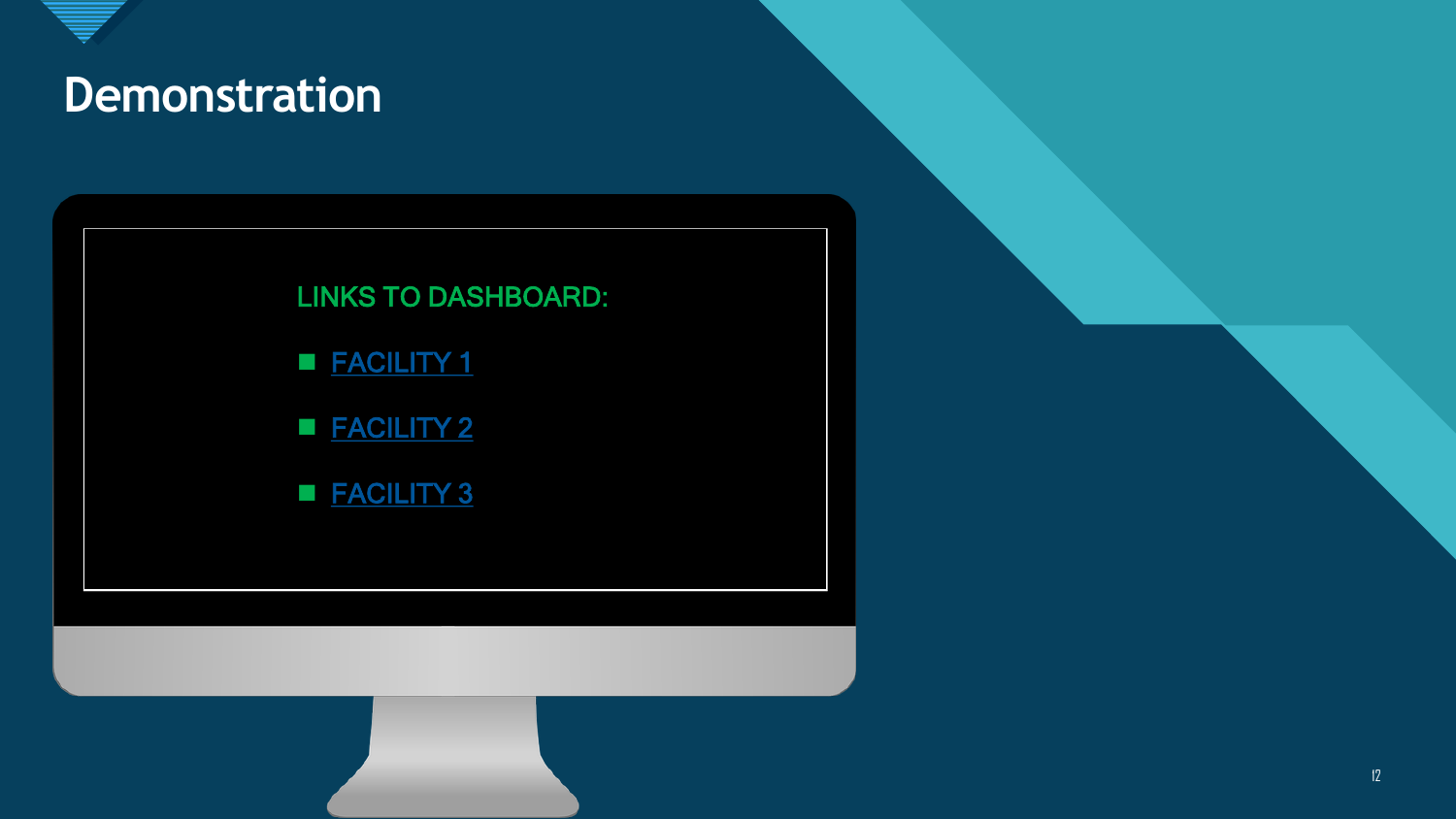# Demonstration

LINKS TO DASHBOARD:

- FACILITY 1
- FACILITY 2
- FACILITY 3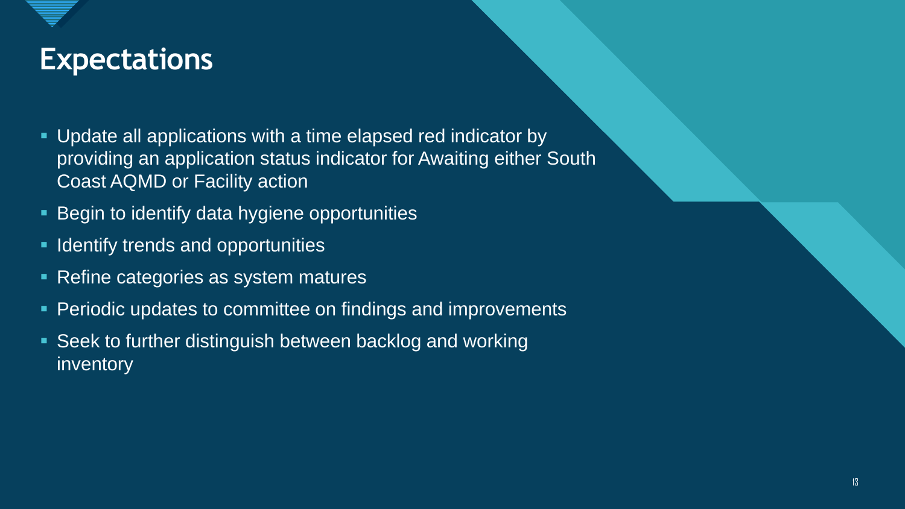# Expectations

- Update all applications with a time elapsed red indicator by providing an application status indicator for Awaiting either South Coast AQMD or Facility action
- Begin to identify data hygiene opportunities
- Identify trends and opportunities
- Refine categories as system matures
- Periodic updates to committee on findings and improvements
- Seek to further distinguish between backlog and working inventory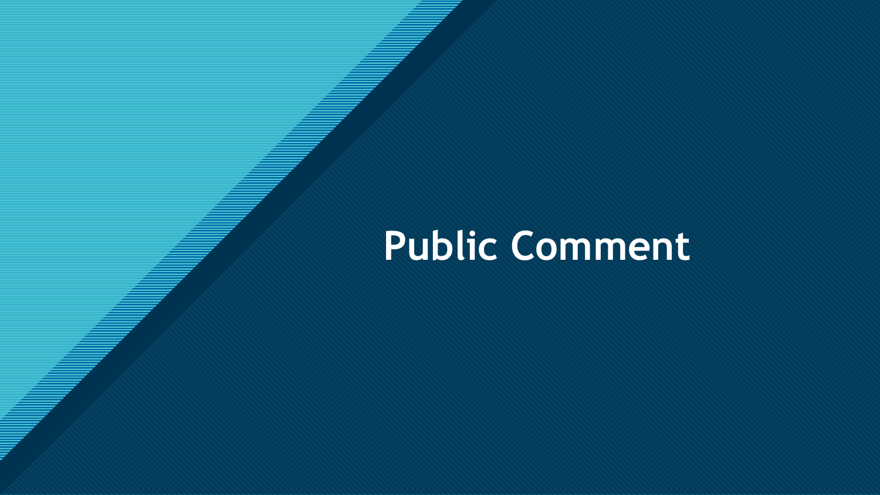# Public Comment